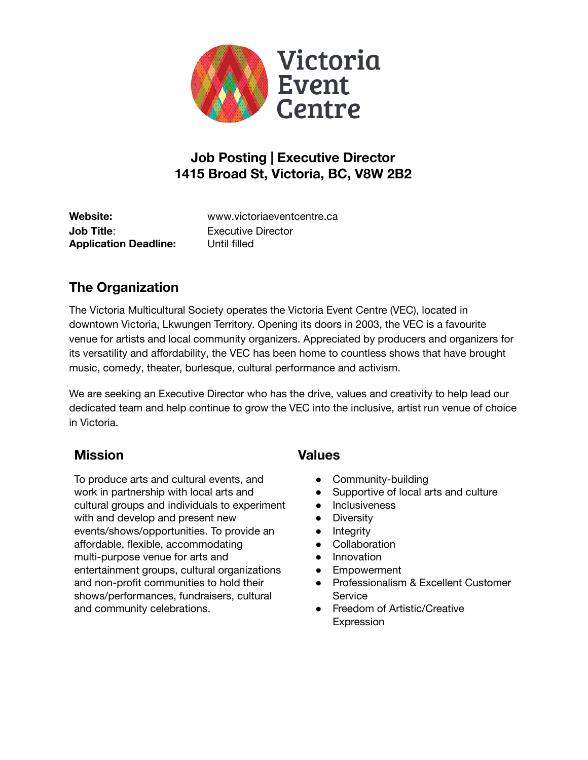Victoria Event Centre

# Job Posting | Executive Director
# 1415 Broad St, Victoria, BC, V8W 2B2

| | |
|---|---|
| **Website:** | www.victoriaeventcentre.ca |
| **Job Title**: | Executive Director |
| **Application Deadline:** | Until filled |

## The Organization

The Victoria Multicultural Society operates the Victoria Event Centre (VEC), located in downtown Victoria, Lkwungen Territory. Opening its doors in 2003, the VEC is a favourite venue for artists and local community organizers. Appreciated by producers and organizers for its versatility and affordability, the VEC has been home to countless shows that have brought music, comedy, theater, burlesque, cultural performance and activism.

We are seeking an Executive Director who has the drive, values and creativity to help lead our dedicated team and help continue to grow the VEC into the inclusive, artist run venue of choice in Victoria.

## Mission

To produce arts and cultural events, and work in partnership with local arts and cultural groups and individuals to experiment with and develop and present new events/shows/opportunities. To provide an affordable, flexible, accommodating multi-purpose venue for arts and entertainment groups, cultural organizations and non-profit communities to hold their shows/performances, fundraisers, cultural and community celebrations.

## Values

- Community-building
- Supportive of local arts and culture
- Inclusiveness
- Diversity
- Integrity
- Collaboration
- Innovation
- Empowerment
- Professionalism & Excellent Customer Service
- Freedom of Artistic/Creative Expression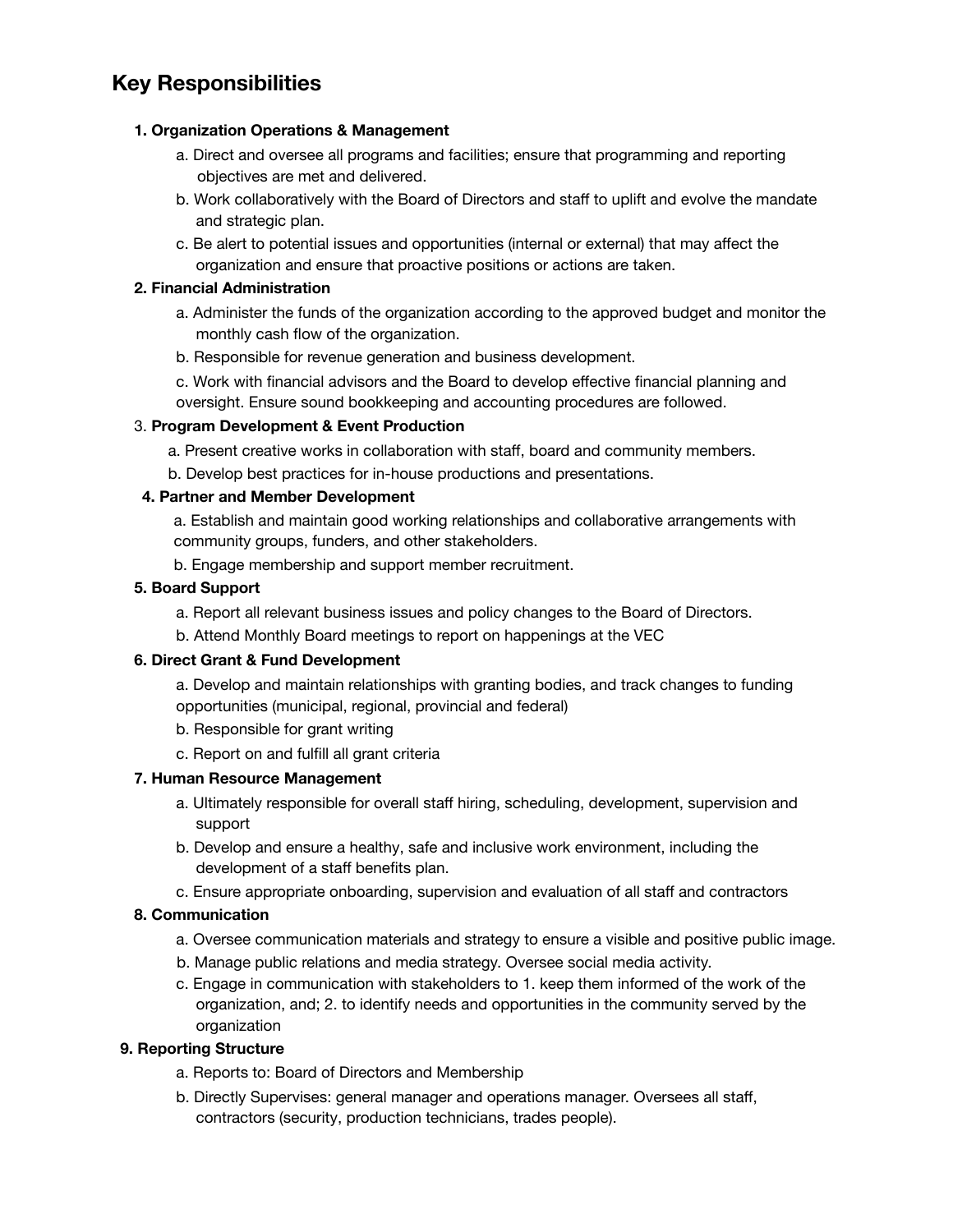## Key Responsibilities

1. **Organization Operations & Management**
    a. Direct and oversee all programs and facilities; ensure that programming and reporting objectives are met and delivered.
    b. Work collaboratively with the Board of Directors and staff to uplift and evolve the mandate and strategic plan.
    c. Be alert to potential issues and opportunities (internal or external) that may affect the organization and ensure that proactive positions or actions are taken.
2. **Financial Administration**
    a. Administer the funds of the organization according to the approved budget and monitor the monthly cash flow of the organization.
    b. Responsible for revenue generation and business development.
    c. Work with financial advisors and the Board to develop effective financial planning and oversight. Ensure sound bookkeeping and accounting procedures are followed.
3. **Program Development & Event Production**
    a. Present creative works in collaboration with staff, board and community members.
    b. Develop best practices for in-house productions and presentations.
4. **Partner and Member Development**
    a. Establish and maintain good working relationships and collaborative arrangements with community groups, funders, and other stakeholders.
    b. Engage membership and support member recruitment.
5. **Board Support**
    a. Report all relevant business issues and policy changes to the Board of Directors.
    b. Attend Monthly Board meetings to report on happenings at the VEC
6. **Direct Grant & Fund Development**
    a. Develop and maintain relationships with granting bodies, and track changes to funding opportunities (municipal, regional, provincial and federal)
    b. Responsible for grant writing
    c. Report on and fulfill all grant criteria
7. **Human Resource Management**
    a. Ultimately responsible for overall staff hiring, scheduling, development, supervision and support
    b. Develop and ensure a healthy, safe and inclusive work environment, including the development of a staff benefits plan.
    c. Ensure appropriate onboarding, supervision and evaluation of all staff and contractors
8. **Communication**
    a. Oversee communication materials and strategy to ensure a visible and positive public image.
    b. Manage public relations and media strategy. Oversee social media activity.
    c. Engage in communication with stakeholders to 1. keep them informed of the work of the organization, and; 2. to identify needs and opportunities in the community served by the organization
9. **Reporting Structure**
    a. Reports to: Board of Directors and Membership
    b. Directly Supervises: general manager and operations manager. Oversees all staff, contractors (security, production technicians, trades people).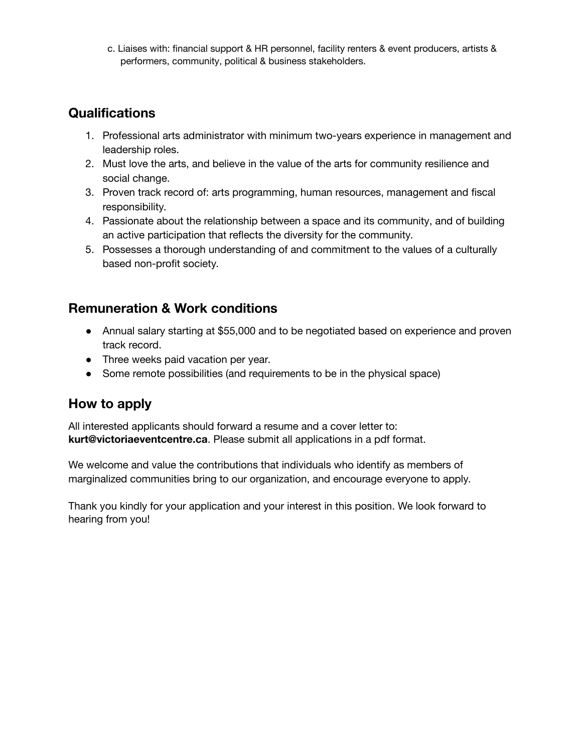c. Liaises with: financial support & HR personnel, facility renters & event producers, artists & performers, community, political & business stakeholders.

## Qualifications

1. Professional arts administrator with minimum two-years experience in management and leadership roles.
2. Must love the arts, and believe in the value of the arts for community resilience and social change.
3. Proven track record of: arts programming, human resources, management and fiscal responsibility.
4. Passionate about the relationship between a space and its community, and of building an active participation that reflects the diversity for the community.
5. Possesses a thorough understanding of and commitment to the values of a culturally based non-profit society.

## Remuneration & Work conditions

- Annual salary starting at $55,000 and to be negotiated based on experience and proven track record.
- Three weeks paid vacation per year.
- Some remote possibilities (and requirements to be in the physical space)

## How to apply

All interested applicants should forward a resume and a cover letter to: **kurt@victoriaeventcentre.ca**. Please submit all applications in a pdf format.

We welcome and value the contributions that individuals who identify as members of marginalized communities bring to our organization, and encourage everyone to apply.

Thank you kindly for your application and your interest in this position. We look forward to hearing from you!